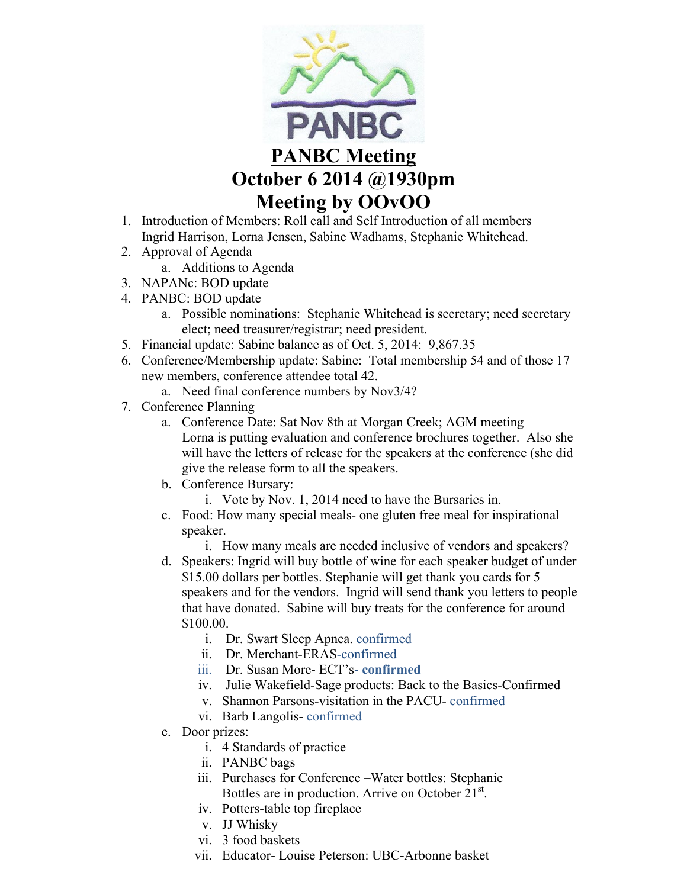# PANBC Meeting
## October 6 2014 @1930pm
## Meeting by OOvOO

1. Introduction of Members: Roll call and Self Introduction of all members
   Ingrid Harrison, Lorna Jensen, Sabine Wadhams, Stephanie Whitehead.
2. Approval of Agenda
   a. Additions to Agenda
3. NAPANc: BOD update
4. PANBC: BOD update
   a. Possible nominations: Stephanie Whitehead is secretary; need secretary elect; need treasurer/registrar; need president.
5. Financial update: Sabine balance as of Oct. 5, 2014: 9,867.35
6. Conference/Membership update: Sabine: Total membership 54 and of those 17 new members, conference attendee total 42.
   a. Need final conference numbers by Nov3/4?
7. Conference Planning
   a. Conference Date: Sat Nov 8th at Morgan Creek; AGM meeting
      Lorna is putting evaluation and conference brochures together. Also she will have the letters of release for the speakers at the conference (she did give the release form to all the speakers.
   b. Conference Bursary:
      i. Vote by Nov. 1, 2014 need to have the Bursaries in.
   c. Food: How many special meals- one gluten free meal for inspirational speaker.
      i. How many meals are needed inclusive of vendors and speakers?
   d. Speakers: Ingrid will buy bottle of wine for each speaker budget of under $15.00 dollars per bottles. Stephanie will get thank you cards for 5 speakers and for the vendors. Ingrid will send thank you letters to people that have donated. Sabine will buy treats for the conference for around $100.00.
      i. Dr. Swart Sleep Apnea. confirmed
      ii. Dr. Merchant-ERAS-confirmed
      iii. Dr. Susan More- ECT's- **confirmed**
      iv. Julie Wakefield-Sage products: Back to the Basics-Confirmed
      v. Shannon Parsons-visitation in the PACU- confirmed
      vi. Barb Langolis- confirmed
   e. Door prizes:
      i. 4 Standards of practice
      ii. PANBC bags
      iii. Purchases for Conference –Water bottles: Stephanie
           Bottles are in production. Arrive on October 21st.
      iv. Potters-table top fireplace
      v. JJ Whisky
      vi. 3 food baskets
      vii. Educator- Louise Peterson: UBC-Arbonne basket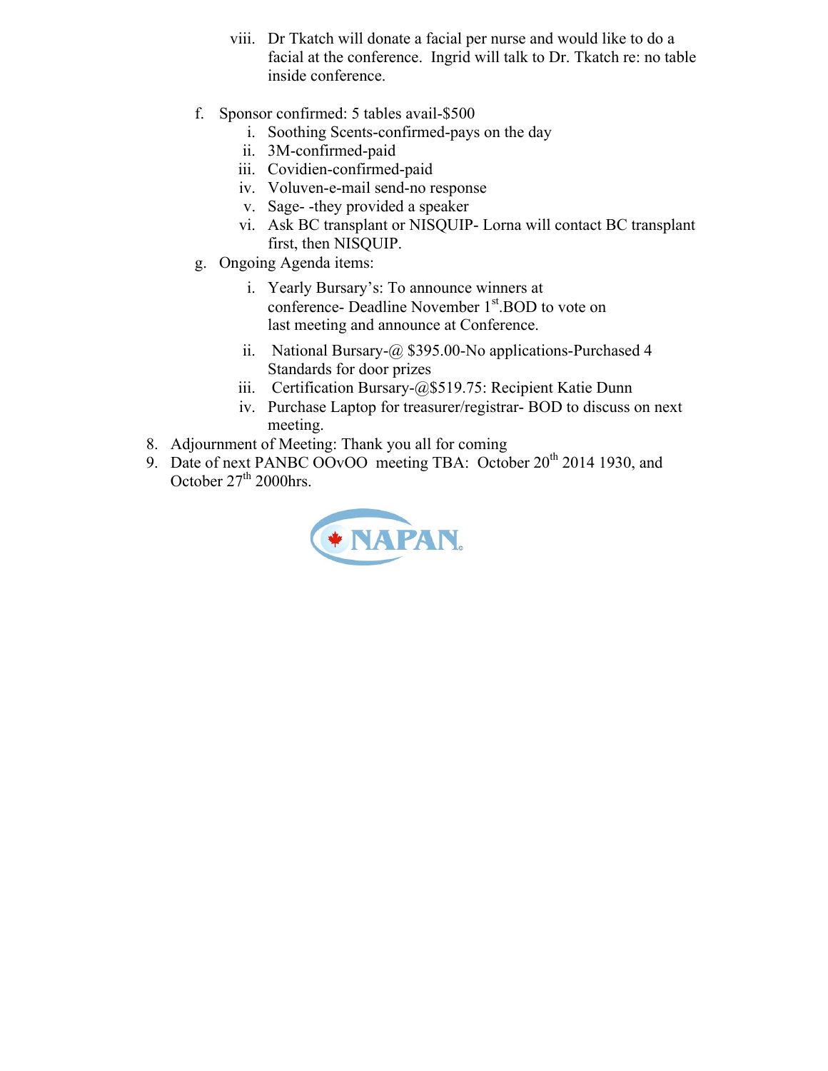viii. Dr Tkatch will donate a facial per nurse and would like to do a facial at the conference. Ingrid will talk to Dr. Tkatch re: no table inside conference.

f. Sponsor confirmed: 5 tables avail-$500
   i. Soothing Scents-confirmed-pays on the day
   ii. 3M-confirmed-paid
   iii. Covidien-confirmed-paid
   iv. Voluven-e-mail send-no response
   v. Sage- -they provided a speaker
   vi. Ask BC transplant or NISQUIP- Lorna will contact BC transplant first, then NISQUIP.

g. Ongoing Agenda items:
   i. Yearly Bursary's: To announce winners at conference- Deadline November 1st.BOD to vote on last meeting and announce at Conference.
   ii. National Bursary-@ $395.00-No applications-Purchased 4 Standards for door prizes
   iii. Certification Bursary-@$519.75: Recipient Katie Dunn
   iv. Purchase Laptop for treasurer/registrar- BOD to discuss on next meeting.

8. Adjournment of Meeting: Thank you all for coming
9. Date of next PANBC OOvOO meeting TBA: October 20th 2014 1930, and October 27th 2000hrs.

NAPAN